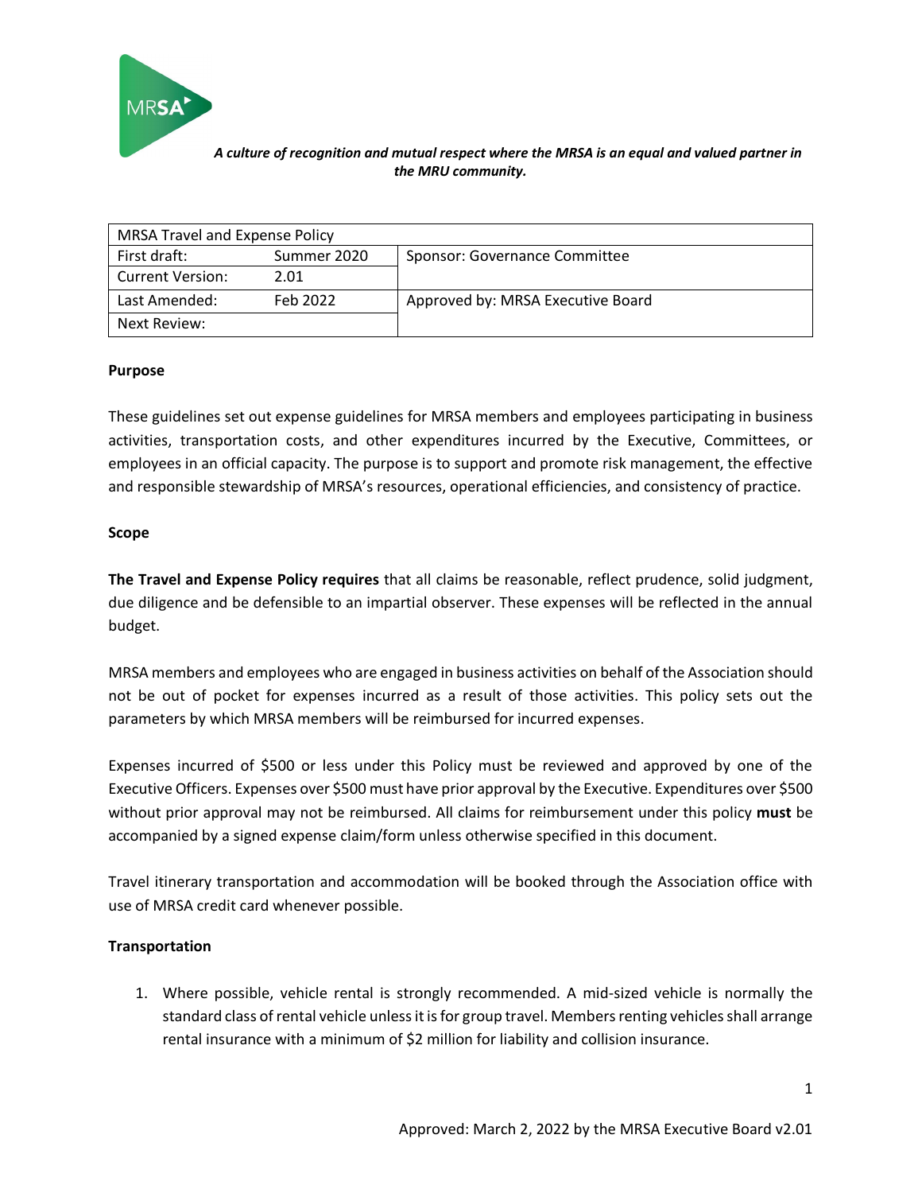*A culture of recognition and mutual respect where the MRSA is an equal and valued partner in the MRU community.*

| MRSA Travel and Expense Policy | | |
|---|---|---|
| First draft: | Summer 2020 | Sponsor: Governance Committee |
| Current Version: | 2.01 | |
| Last Amended: | Feb 2022 | Approved by: MRSA Executive Board |
| Next Review: | | |

**Purpose**

These guidelines set out expense guidelines for MRSA members and employees participating in business activities, transportation costs, and other expenditures incurred by the Executive, Committees, or employees in an official capacity. The purpose is to support and promote risk management, the effective and responsible stewardship of MRSA's resources, operational efficiencies, and consistency of practice.

**Scope**

**The Travel and Expense Policy requires** that all claims be reasonable, reflect prudence, solid judgment, due diligence and be defensible to an impartial observer. These expenses will be reflected in the annual budget.

MRSA members and employees who are engaged in business activities on behalf of the Association should not be out of pocket for expenses incurred as a result of those activities. This policy sets out the parameters by which MRSA members will be reimbursed for incurred expenses.

Expenses incurred of $500 or less under this Policy must be reviewed and approved by one of the Executive Officers. Expenses over $500 must have prior approval by the Executive. Expenditures over $500 without prior approval may not be reimbursed. All claims for reimbursement under this policy **must** be accompanied by a signed expense claim/form unless otherwise specified in this document.

Travel itinerary transportation and accommodation will be booked through the Association office with use of MRSA credit card whenever possible.

**Transportation**

1. Where possible, vehicle rental is strongly recommended. A mid-sized vehicle is normally the standard class of rental vehicle unless it is for group travel. Members renting vehicles shall arrange rental insurance with a minimum of $2 million for liability and collision insurance.

Approved: March 2, 2022 by the MRSA Executive Board v2.01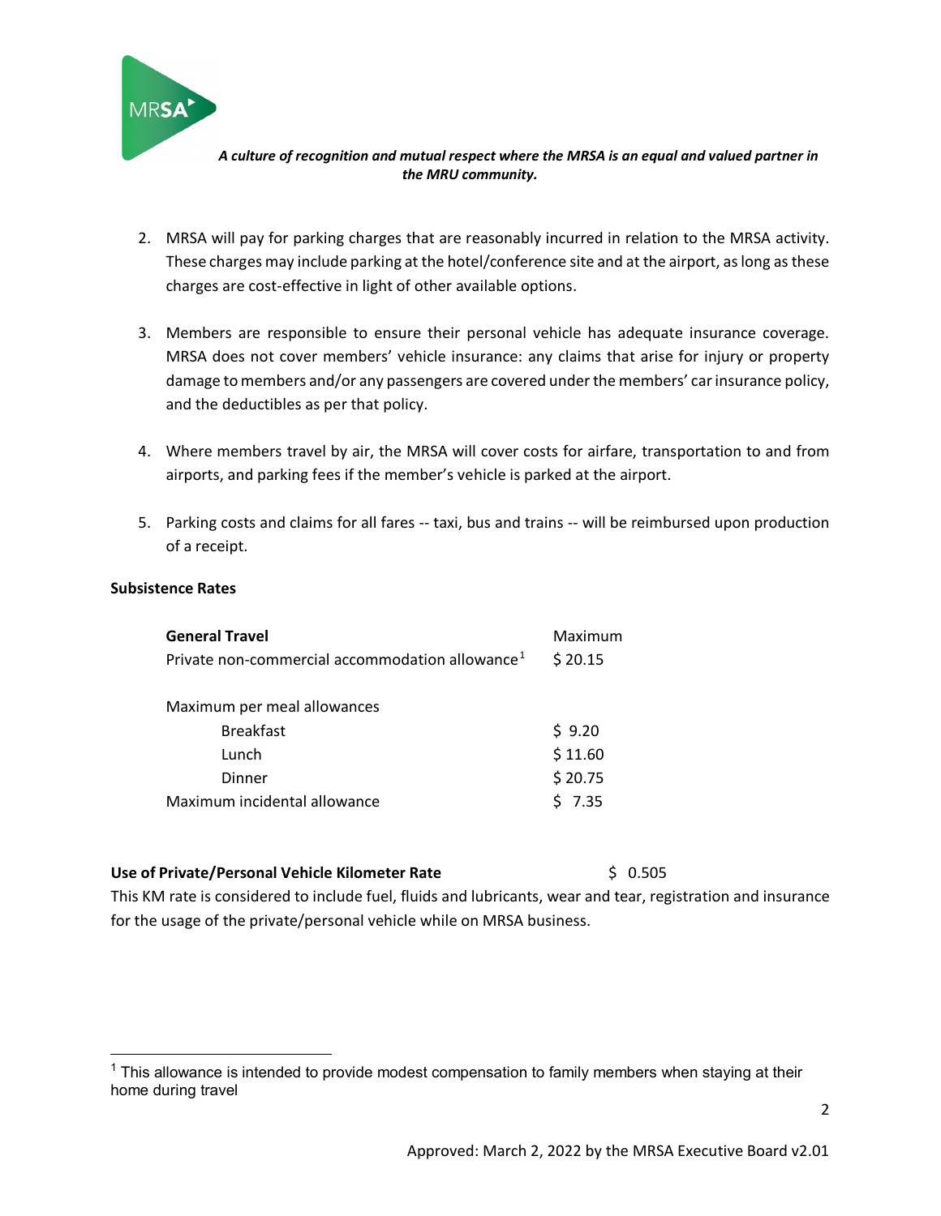*A culture of recognition and mutual respect where the MRSA is an equal and valued partner in the MRU community.*

2. MRSA will pay for parking charges that are reasonably incurred in relation to the MRSA activity. These charges may include parking at the hotel/conference site and at the airport, as long as these charges are cost-effective in light of other available options.

3. Members are responsible to ensure their personal vehicle has adequate insurance coverage. MRSA does not cover members' vehicle insurance: any claims that arise for injury or property damage to members and/or any passengers are covered under the members' car insurance policy, and the deductibles as per that policy.

4. Where members travel by air, the MRSA will cover costs for airfare, transportation to and from airports, and parking fees if the member's vehicle is parked at the airport.

5. Parking costs and claims for all fares -- taxi, bus and trains -- will be reimbursed upon production of a receipt.

**Subsistence Rates**

| **General Travel** | Maximum |
|---|---|
| Private non-commercial accommodation allowance[1] | $ 20.15 |
| | |
| Maximum per meal allowances | |
| Breakfast | $ 9.20 |
| Lunch | $ 11.60 |
| Dinner | $ 20.75 |
| Maximum incidental allowance | $ 7.35 |

**Use of Private/Personal Vehicle Kilometer Rate** $ 0.505

This KM rate is considered to include fuel, fluids and lubricants, wear and tear, registration and insurance for the usage of the private/personal vehicle while on MRSA business.

[1] This allowance is intended to provide modest compensation to family members when staying at their home during travel

Approved: March 2, 2022 by the MRSA Executive Board v2.01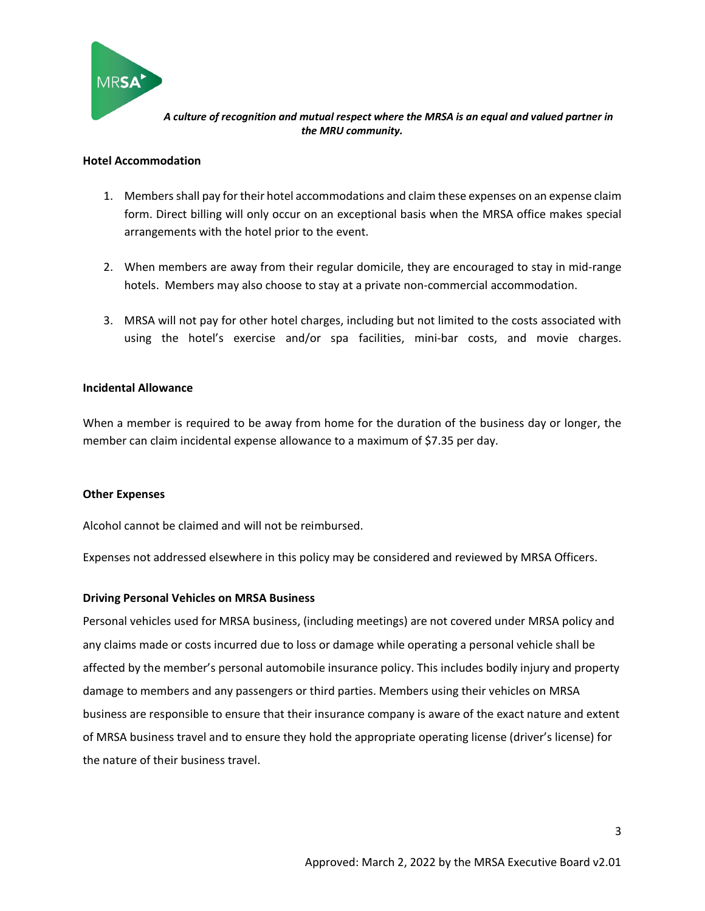**Hotel Accommodation**

1. Members shall pay for their hotel accommodations and claim these expenses on an expense claim form. Direct billing will only occur on an exceptional basis when the MRSA office makes special arrangements with the hotel prior to the event.

2. When members are away from their regular domicile, they are encouraged to stay in mid-range hotels. Members may also choose to stay at a private non-commercial accommodation.

3. MRSA will not pay for other hotel charges, including but not limited to the costs associated with using the hotel's exercise and/or spa facilities, mini-bar costs, and movie charges.

**Incidental Allowance**

When a member is required to be away from home for the duration of the business day or longer, the member can claim incidental expense allowance to a maximum of $7.35 per day.

**Other Expenses**

Alcohol cannot be claimed and will not be reimbursed.

Expenses not addressed elsewhere in this policy may be considered and reviewed by MRSA Officers.

**Driving Personal Vehicles on MRSA Business**

Personal vehicles used for MRSA business, (including meetings) are not covered under MRSA policy and any claims made or costs incurred due to loss or damage while operating a personal vehicle shall be affected by the member's personal automobile insurance policy. This includes bodily injury and property damage to members and any passengers or third parties. Members using their vehicles on MRSA business are responsible to ensure that their insurance company is aware of the exact nature and extent of MRSA business travel and to ensure they hold the appropriate operating license (driver's license) for the nature of their business travel.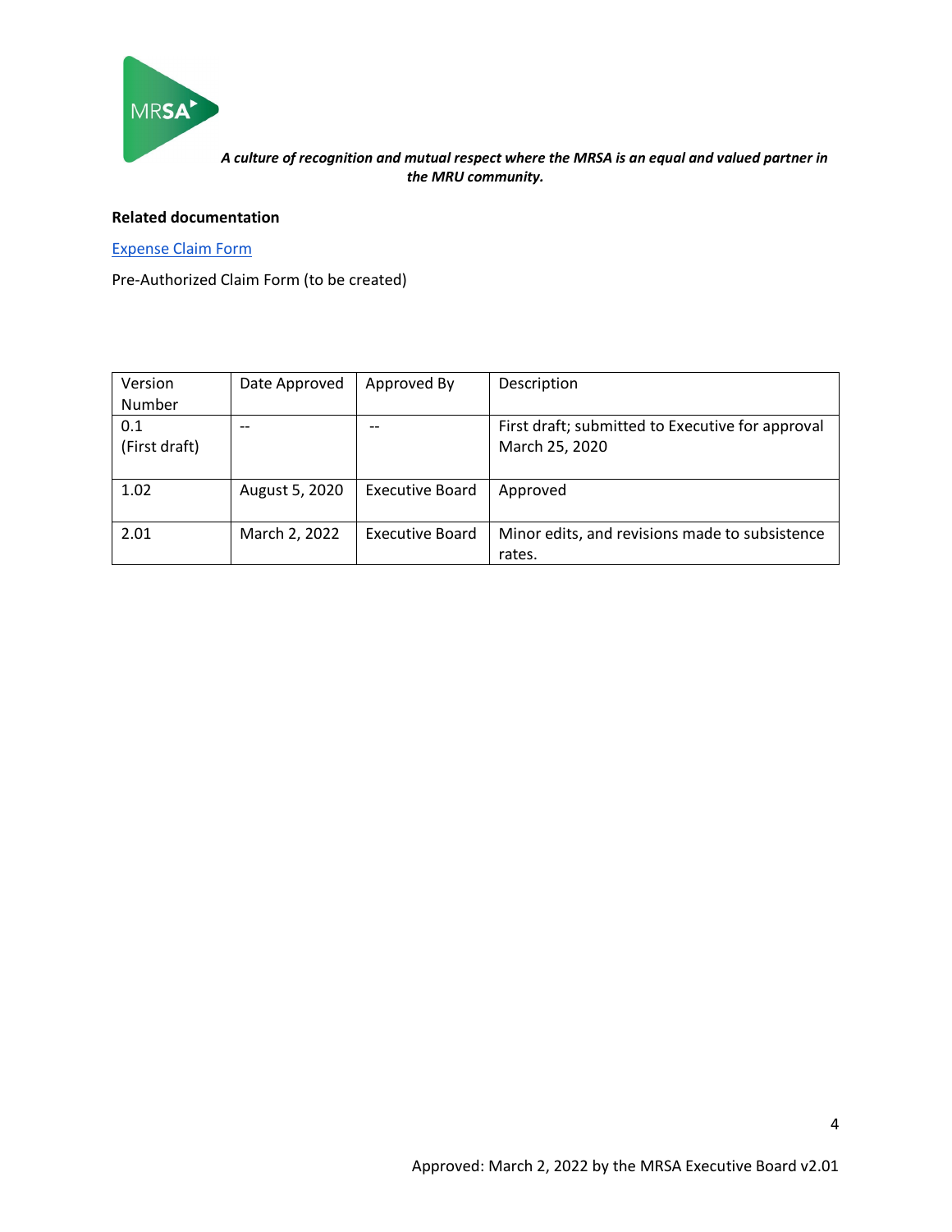*A culture of recognition and mutual respect where the MRSA is an equal and valued partner in the MRU community.*

**Related documentation**

Expense Claim Form

Pre-Authorized Claim Form (to be created)

| Version Number | Date Approved | Approved By | Description |
|---|---|---|---|
| 0.1 (First draft) | -- | -- | First draft; submitted to Executive for approval March 25, 2020 |
| 1.02 | August 5, 2020 | Executive Board | Approved |
| 2.01 | March 2, 2022 | Executive Board | Minor edits, and revisions made to subsistence rates. |